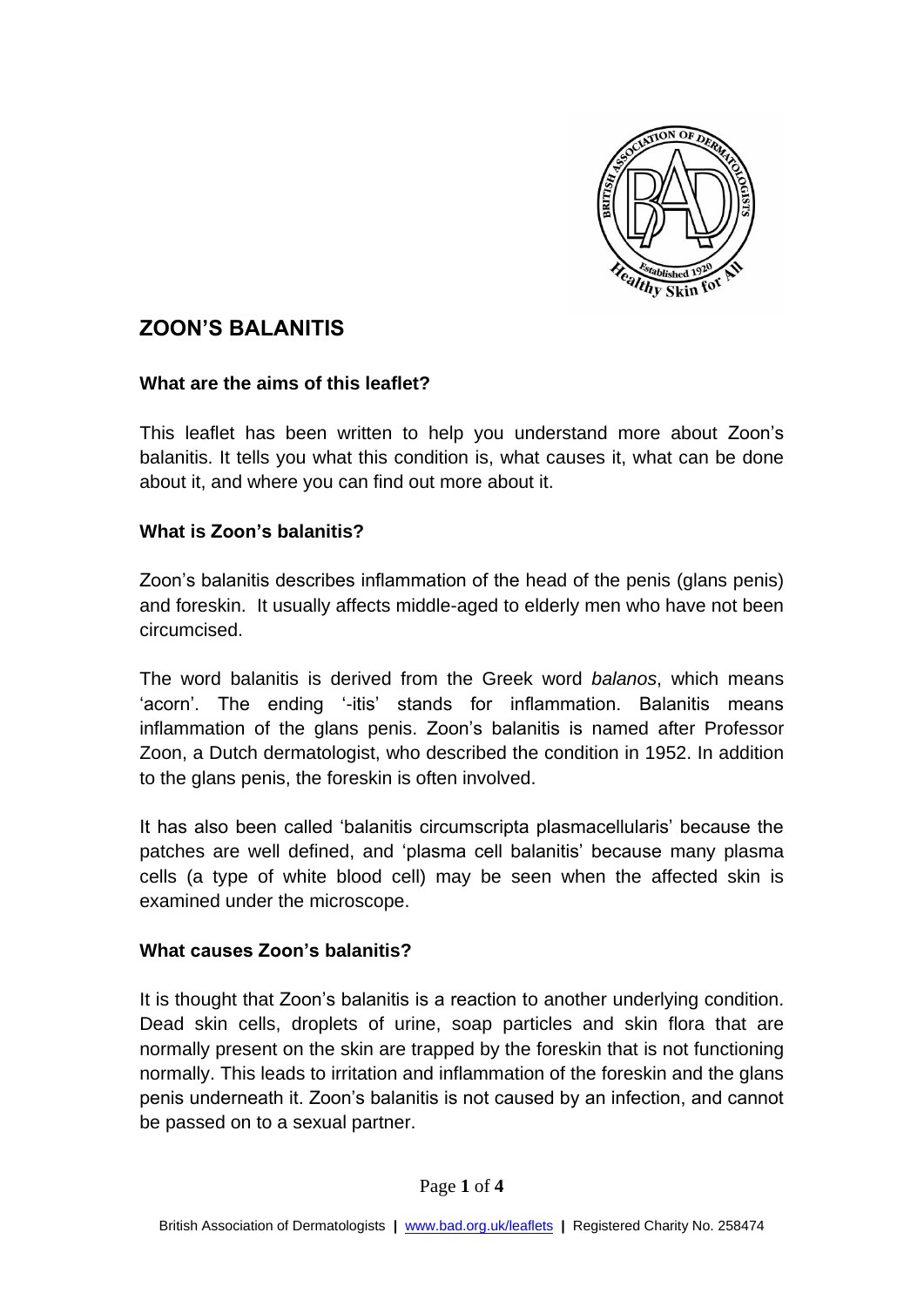# ZOON'S BALANITIS

### What are the aims of this leaflet?

This leaflet has been written to help you understand more about Zoon's balanitis. It tells you what this condition is, what causes it, what can be done about it, and where you can find out more about it.

### What is Zoon's balanitis?

Zoon's balanitis describes inflammation of the head of the penis (glans penis) and foreskin. It usually affects middle-aged to elderly men who have not been circumcised.

The word balanitis is derived from the Greek word *balanos*, which means 'acorn'. The ending '-itis' stands for inflammation. Balanitis means inflammation of the glans penis. Zoon's balanitis is named after Professor Zoon, a Dutch dermatologist, who described the condition in 1952. In addition to the glans penis, the foreskin is often involved.

It has also been called 'balanitis circumscripta plasmacellularis' because the patches are well defined, and 'plasma cell balanitis' because many plasma cells (a type of white blood cell) may be seen when the affected skin is examined under the microscope.

### What causes Zoon's balanitis?

It is thought that Zoon's balanitis is a reaction to another underlying condition. Dead skin cells, droplets of urine, soap particles and skin flora that are normally present on the skin are trapped by the foreskin that is not functioning normally. This leads to irritation and inflammation of the foreskin and the glans penis underneath it. Zoon's balanitis is not caused by an infection, and cannot be passed on to a sexual partner.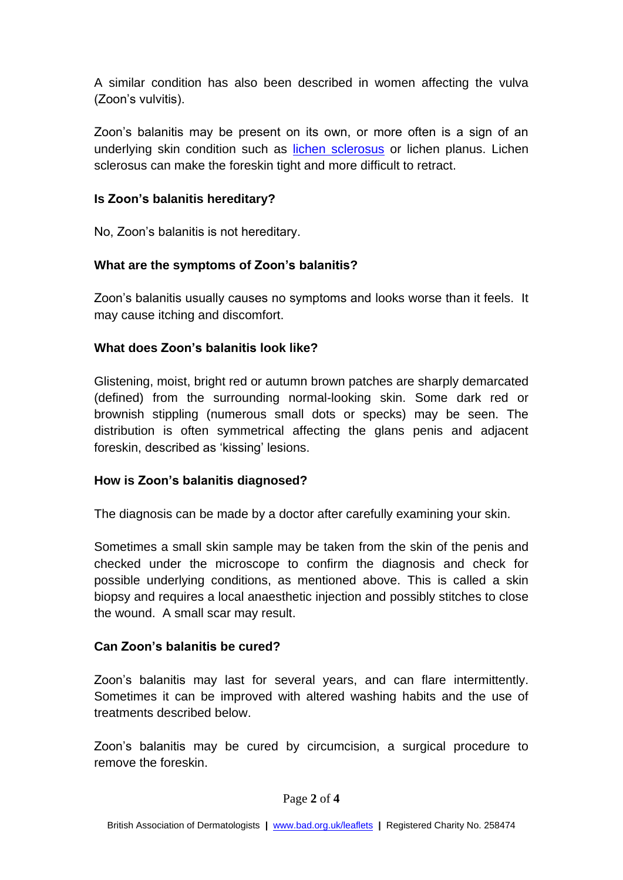A similar condition has also been described in women affecting the vulva (Zoon's vulvitis).

Zoon's balanitis may be present on its own, or more often is a sign of an underlying skin condition such as [lichen sclerosus](lichen sclerosus) or lichen planus. Lichen sclerosus can make the foreskin tight and more difficult to retract.

**Is Zoon's balanitis hereditary?**

No, Zoon's balanitis is not hereditary.

**What are the symptoms of Zoon's balanitis?**

Zoon's balanitis usually causes no symptoms and looks worse than it feels. It may cause itching and discomfort.

**What does Zoon's balanitis look like?**

Glistening, moist, bright red or autumn brown patches are sharply demarcated (defined) from the surrounding normal-looking skin. Some dark red or brownish stippling (numerous small dots or specks) may be seen. The distribution is often symmetrical affecting the glans penis and adjacent foreskin, described as 'kissing' lesions.

**How is Zoon's balanitis diagnosed?**

The diagnosis can be made by a doctor after carefully examining your skin.

Sometimes a small skin sample may be taken from the skin of the penis and checked under the microscope to confirm the diagnosis and check for possible underlying conditions, as mentioned above. This is called a skin biopsy and requires a local anaesthetic injection and possibly stitches to close the wound. A small scar may result.

**Can Zoon's balanitis be cured?**

Zoon's balanitis may last for several years, and can flare intermittently. Sometimes it can be improved with altered washing habits and the use of treatments described below.

Zoon's balanitis may be cured by circumcision, a surgical procedure to remove the foreskin.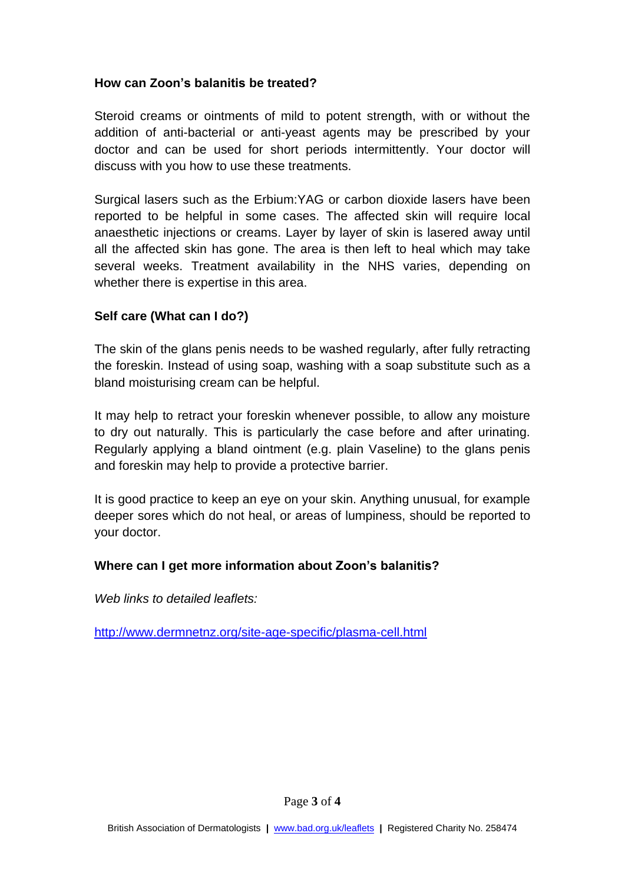**How can Zoon's balanitis be treated?**

Steroid creams or ointments of mild to potent strength, with or without the addition of anti-bacterial or anti-yeast agents may be prescribed by your doctor and can be used for short periods intermittently. Your doctor will discuss with you how to use these treatments.

Surgical lasers such as the Erbium:YAG or carbon dioxide lasers have been reported to be helpful in some cases. The affected skin will require local anaesthetic injections or creams. Layer by layer of skin is lasered away until all the affected skin has gone. The area is then left to heal which may take several weeks. Treatment availability in the NHS varies, depending on whether there is expertise in this area.

**Self care (What can I do?)**

The skin of the glans penis needs to be washed regularly, after fully retracting the foreskin. Instead of using soap, washing with a soap substitute such as a bland moisturising cream can be helpful.

It may help to retract your foreskin whenever possible, to allow any moisture to dry out naturally. This is particularly the case before and after urinating. Regularly applying a bland ointment (e.g. plain Vaseline) to the glans penis and foreskin may help to provide a protective barrier.

It is good practice to keep an eye on your skin. Anything unusual, for example deeper sores which do not heal, or areas of lumpiness, should be reported to your doctor.

**Where can I get more information about Zoon's balanitis?**

*Web links to detailed leaflets:*

http://www.dermnetnz.org/site-age-specific/plasma-cell.html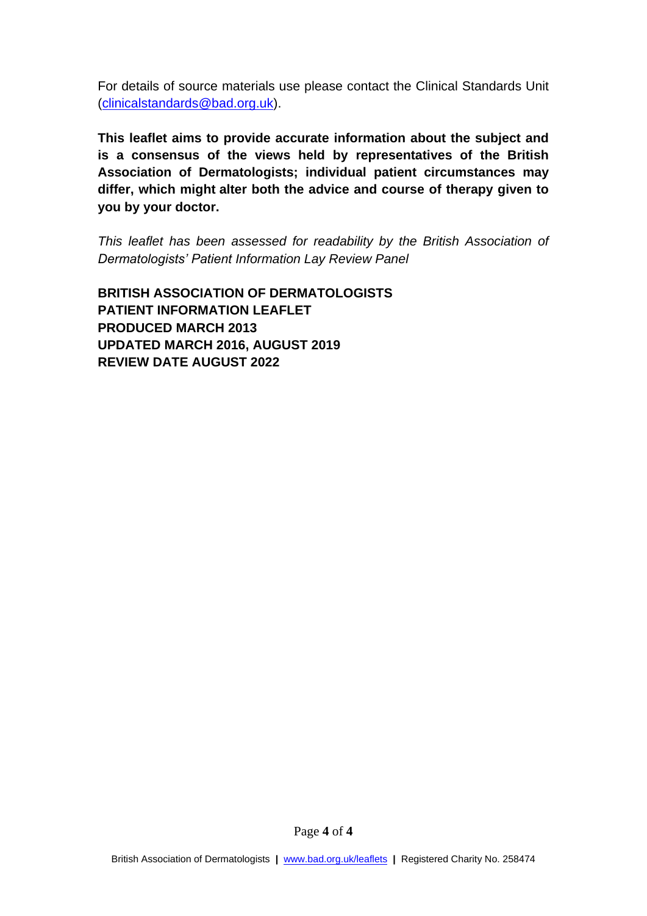For details of source materials use please contact the Clinical Standards Unit (clinicalstandards@bad.org.uk).

**This leaflet aims to provide accurate information about the subject and is a consensus of the views held by representatives of the British Association of Dermatologists; individual patient circumstances may differ, which might alter both the advice and course of therapy given to you by your doctor.**

*This leaflet has been assessed for readability by the British Association of Dermatologists' Patient Information Lay Review Panel*

**BRITISH ASSOCIATION OF DERMATOLOGISTS**
**PATIENT INFORMATION LEAFLET**
**PRODUCED MARCH 2013**
**UPDATED MARCH 2016, AUGUST 2019**
**REVIEW DATE AUGUST 2022**